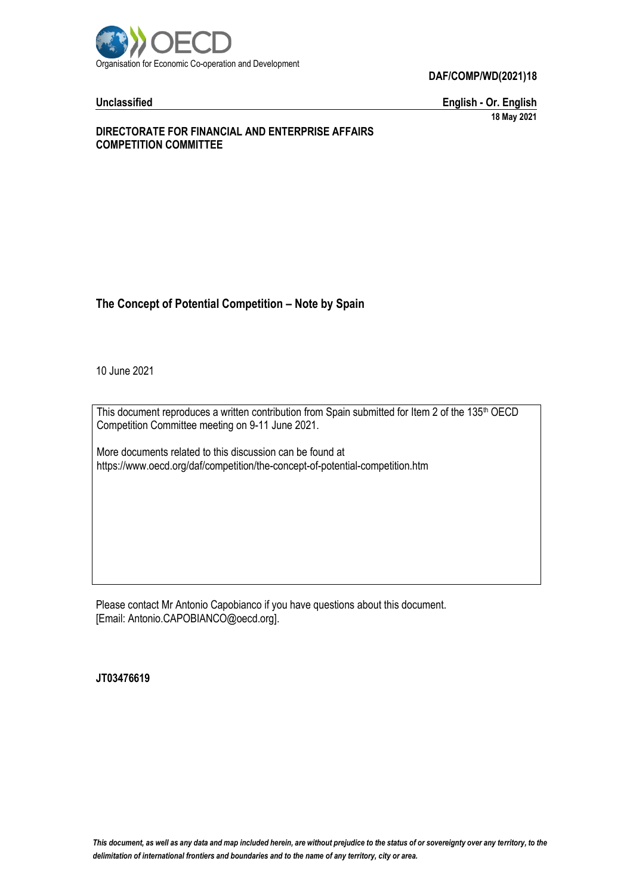Organisation for Economic Co-operation and Development

**DAF/COMP/WD(2021)18**

**Unclassified** **English - Or. English**

**18 May 2021**

**DIRECTORATE FOR FINANCIAL AND ENTERPRISE AFFAIRS**
**COMPETITION COMMITTEE**

# The Concept of Potential Competition – Note by Spain

10 June 2021

This document reproduces a written contribution from Spain submitted for Item 2 of the 135th OECD Competition Committee meeting on 9-11 June 2021.

More documents related to this discussion can be found at
https://www.oecd.org/daf/competition/the-concept-of-potential-competition.htm

Please contact Mr Antonio Capobianco if you have questions about this document.
[Email: Antonio.CAPOBIANCO@oecd.org].

**JT03476619**

*This document, as well as any data and map included herein, are without prejudice to the status of or sovereignty over any territory, to the delimitation of international frontiers and boundaries and to the name of any territory, city or area.*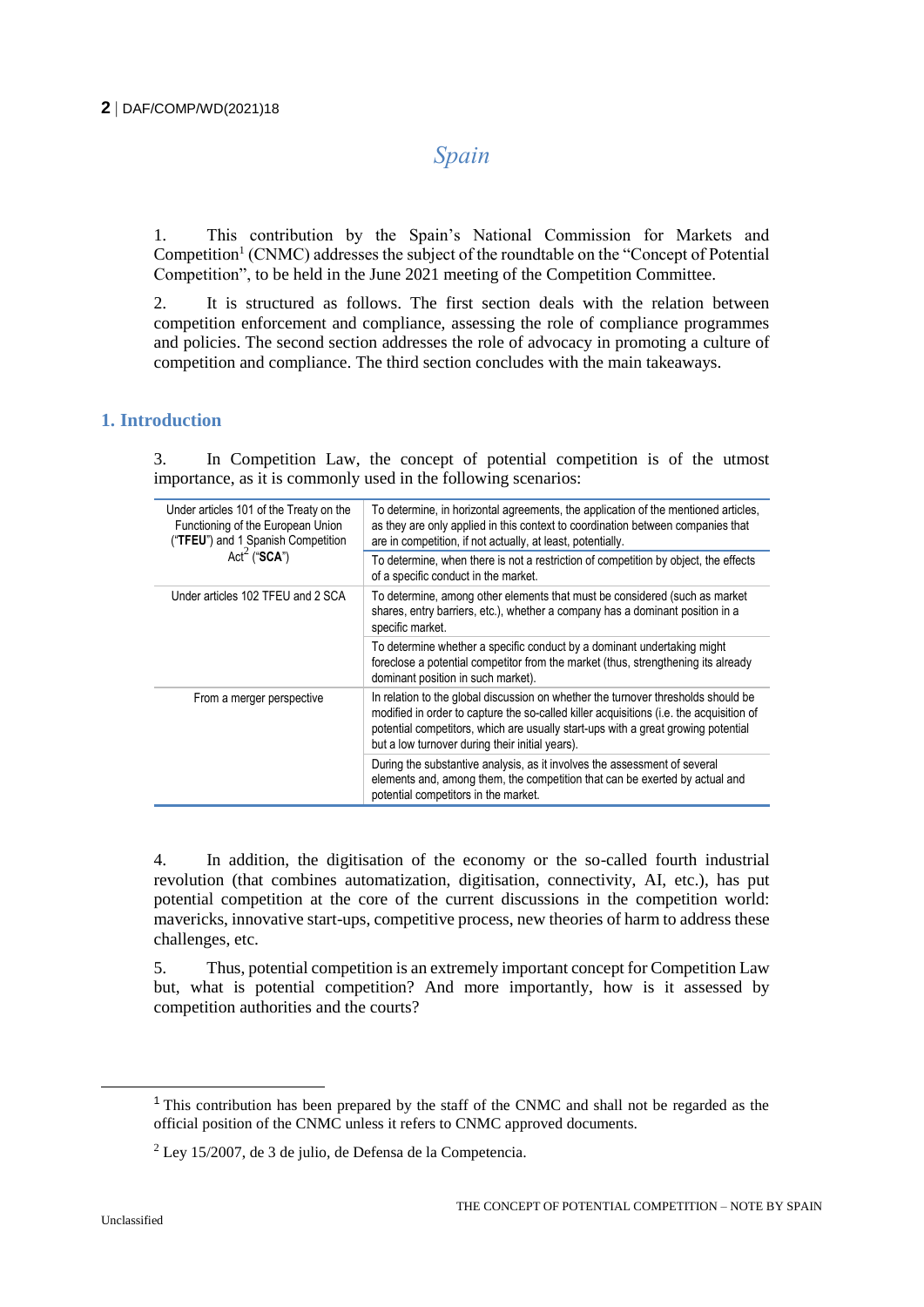# Spain

1. This contribution by the Spain's National Commission for Markets and Competition[1] (CNMC) addresses the subject of the roundtable on the "Concept of Potential Competition", to be held in the June 2021 meeting of the Competition Committee.

2. It is structured as follows. The first section deals with the relation between competition enforcement and compliance, assessing the role of compliance programmes and policies. The second section addresses the role of advocacy in promoting a culture of competition and compliance. The third section concludes with the main takeaways.

## 1. Introduction

3. In Competition Law, the concept of potential competition is of the utmost importance, as it is commonly used in the following scenarios:

| | |
|---|---|
| Under articles 101 of the Treaty on the Functioning of the European Union ("**TFEU**") and 1 Spanish Competition Act[2] ("**SCA**") | To determine, in horizontal agreements, the application of the mentioned articles, as they are only applied in this context to coordination between companies that are in competition, if not actually, at least, potentially. |
| | To determine, when there is not a restriction of competition by object, the effects of a specific conduct in the market. |
| Under articles 102 TFEU and 2 SCA | To determine, among other elements that must be considered (such as market shares, entry barriers, etc.), whether a company has a dominant position in a specific market. |
| | To determine whether a specific conduct by a dominant undertaking might foreclose a potential competitor from the market (thus, strengthening its already dominant position in such market). |
| From a merger perspective | In relation to the global discussion on whether the turnover thresholds should be modified in order to capture the so-called killer acquisitions (i.e. the acquisition of potential competitors, which are usually start-ups with a great growing potential but a low turnover during their initial years). |
| | During the substantive analysis, as it involves the assessment of several elements and, among them, the competition that can be exerted by actual and potential competitors in the market. |

4. In addition, the digitisation of the economy or the so-called fourth industrial revolution (that combines automatization, digitisation, connectivity, AI, etc.), has put potential competition at the core of the current discussions in the competition world: mavericks, innovative start-ups, competitive process, new theories of harm to address these challenges, etc.

5. Thus, potential competition is an extremely important concept for Competition Law but, what is potential competition? And more importantly, how is it assessed by competition authorities and the courts?

[1] This contribution has been prepared by the staff of the CNMC and shall not be regarded as the official position of the CNMC unless it refers to CNMC approved documents.

[2] Ley 15/2007, de 3 de julio, de Defensa de la Competencia.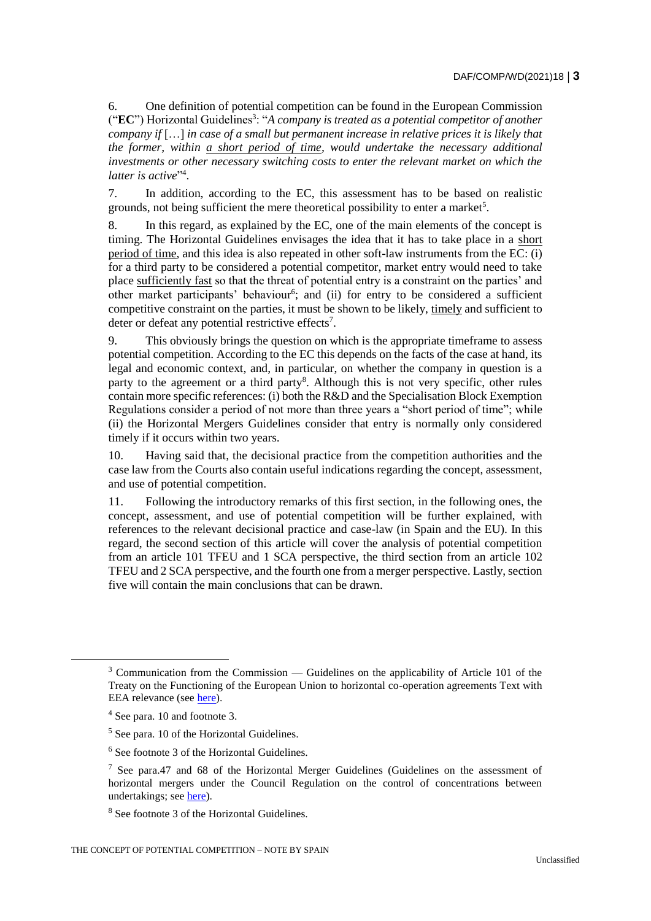6. One definition of potential competition can be found in the European Commission ("**EC**") Horizontal Guidelines[3]: "*A company is treated as a potential competitor of another company if* […] *in case of a small but permanent increase in relative prices it is likely that the former, within a short period of time, would undertake the necessary additional investments or other necessary switching costs to enter the relevant market on which the latter is active*"[4].

7. In addition, according to the EC, this assessment has to be based on realistic grounds, not being sufficient the mere theoretical possibility to enter a market[5].

8. In this regard, as explained by the EC, one of the main elements of the concept is timing. The Horizontal Guidelines envisages the idea that it has to take place in a short period of time, and this idea is also repeated in other soft-law instruments from the EC: (i) for a third party to be considered a potential competitor, market entry would need to take place sufficiently fast so that the threat of potential entry is a constraint on the parties' and other market participants' behaviour[6]; and (ii) for entry to be considered a sufficient competitive constraint on the parties, it must be shown to be likely, timely and sufficient to deter or defeat any potential restrictive effects[7].

9. This obviously brings the question on which is the appropriate timeframe to assess potential competition. According to the EC this depends on the facts of the case at hand, its legal and economic context, and, in particular, on whether the company in question is a party to the agreement or a third party[8]. Although this is not very specific, other rules contain more specific references: (i) both the R&D and the Specialisation Block Exemption Regulations consider a period of not more than three years a "short period of time"; while (ii) the Horizontal Mergers Guidelines consider that entry is normally only considered timely if it occurs within two years.

10. Having said that, the decisional practice from the competition authorities and the case law from the Courts also contain useful indications regarding the concept, assessment, and use of potential competition.

11. Following the introductory remarks of this first section, in the following ones, the concept, assessment, and use of potential competition will be further explained, with references to the relevant decisional practice and case-law (in Spain and the EU). In this regard, the second section of this article will cover the analysis of potential competition from an article 101 TFEU and 1 SCA perspective, the third section from an article 102 TFEU and 2 SCA perspective, and the fourth one from a merger perspective. Lastly, section five will contain the main conclusions that can be drawn.

---

[3] Communication from the Commission — Guidelines on the applicability of Article 101 of the Treaty on the Functioning of the European Union to horizontal co-operation agreements Text with EEA relevance (see here).

[4] See para. 10 and footnote 3.

[5] See para. 10 of the Horizontal Guidelines.

[6] See footnote 3 of the Horizontal Guidelines.

[7] See para.47 and 68 of the Horizontal Merger Guidelines (Guidelines on the assessment of horizontal mergers under the Council Regulation on the control of concentrations between undertakings; see here).

[8] See footnote 3 of the Horizontal Guidelines.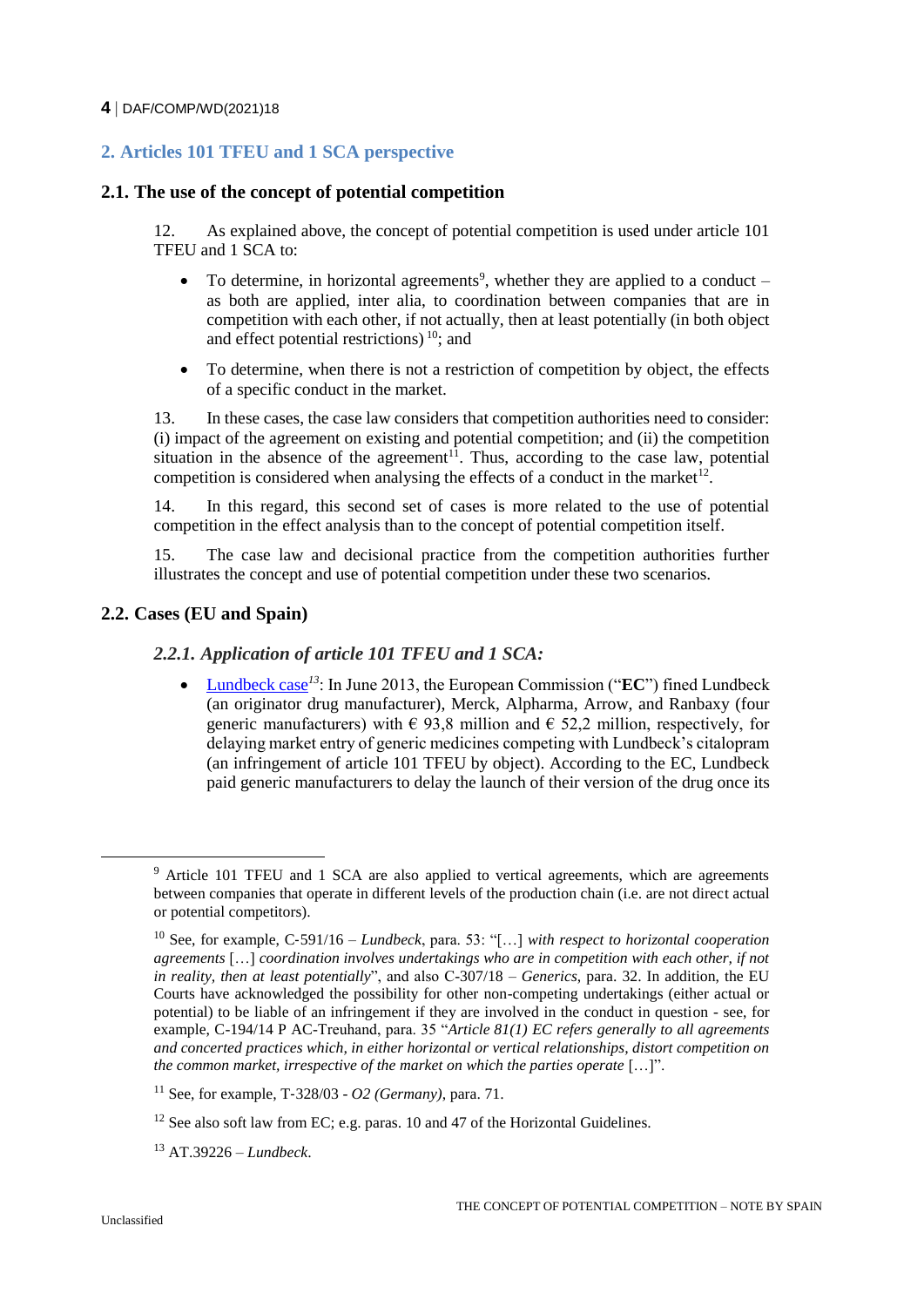## 2. Articles 101 TFEU and 1 SCA perspective

### 2.1. The use of the concept of potential competition

12. As explained above, the concept of potential competition is used under article 101 TFEU and 1 SCA to:

- To determine, in horizontal agreements[9], whether they are applied to a conduct – as both are applied, inter alia, to coordination between companies that are in competition with each other, if not actually, then at least potentially (in both object and effect potential restrictions) [10]; and
- To determine, when there is not a restriction of competition by object, the effects of a specific conduct in the market.

13. In these cases, the case law considers that competition authorities need to consider: (i) impact of the agreement on existing and potential competition; and (ii) the competition situation in the absence of the agreement[11]. Thus, according to the case law, potential competition is considered when analysing the effects of a conduct in the market[12].

14. In this regard, this second set of cases is more related to the use of potential competition in the effect analysis than to the concept of potential competition itself.

15. The case law and decisional practice from the competition authorities further illustrates the concept and use of potential competition under these two scenarios.

### 2.2. Cases (EU and Spain)

#### *2.2.1. Application of article 101 TFEU and 1 SCA:*

- Lundbeck case[13]: In June 2013, the European Commission ("**EC**") fined Lundbeck (an originator drug manufacturer), Merck, Alpharma, Arrow, and Ranbaxy (four generic manufacturers) with € 93,8 million and € 52,2 million, respectively, for delaying market entry of generic medicines competing with Lundbeck's citalopram (an infringement of article 101 TFEU by object). According to the EC, Lundbeck paid generic manufacturers to delay the launch of their version of the drug once its

---

[9] Article 101 TFEU and 1 SCA are also applied to vertical agreements, which are agreements between companies that operate in different levels of the production chain (i.e. are not direct actual or potential competitors).

[10] See, for example, C-591/16 – *Lundbeck*, para. 53: "[…] *with respect to horizontal cooperation agreements* […] *coordination involves undertakings who are in competition with each other, if not in reality, then at least potentially*", and also C-307/18 – *Generics*, para. 32. In addition, the EU Courts have acknowledged the possibility for other non-competing undertakings (either actual or potential) to be liable of an infringement if they are involved in the conduct in question - see, for example, C-194/14 P AC-Treuhand, para. 35 "*Article 81(1) EC refers generally to all agreements and concerted practices which, in either horizontal or vertical relationships, distort competition on the common market, irrespective of the market on which the parties operate* […]".

[11] See, for example, T-328/03 - *O2 (Germany)*, para. 71.

[12] See also soft law from EC; e.g. paras. 10 and 47 of the Horizontal Guidelines.

[13] AT.39226 – *Lundbeck*.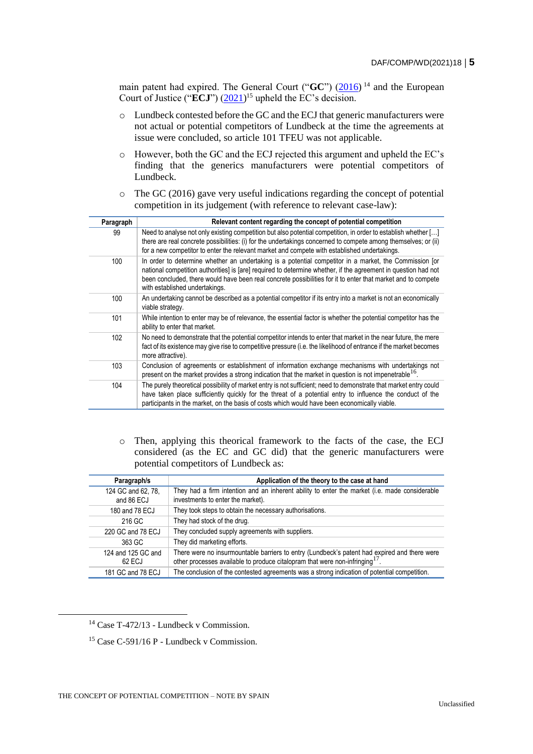main patent had expired. The General Court ("**GC**") (2016) [14] and the European Court of Justice ("**ECJ**") (2021)[15] upheld the EC's decision.

- Lundbeck contested before the GC and the ECJ that generic manufacturers were not actual or potential competitors of Lundbeck at the time the agreements at issue were concluded, so article 101 TFEU was not applicable.
- However, both the GC and the ECJ rejected this argument and upheld the EC's finding that the generics manufacturers were potential competitors of Lundbeck.
- The GC (2016) gave very useful indications regarding the concept of potential competition in its judgement (with reference to relevant case-law):

| Paragraph | Relevant content regarding the concept of potential competition |
|---|---|
| 99 | Need to analyse not only existing competition but also potential competition, in order to establish whether […] there are real concrete possibilities: (i) for the undertakings concerned to compete among themselves; or (ii) for a new competitor to enter the relevant market and compete with established undertakings. |
| 100 | In order to determine whether an undertaking is a potential competitor in a market, the Commission [or national competition authorities] is [are] required to determine whether, if the agreement in question had not been concluded, there would have been real concrete possibilities for it to enter that market and to compete with established undertakings. |
| 100 | An undertaking cannot be described as a potential competitor if its entry into a market is not an economically viable strategy. |
| 101 | While intention to enter may be of relevance, the essential factor is whether the potential competitor has the ability to enter that market. |
| 102 | No need to demonstrate that the potential competitor intends to enter that market in the near future, the mere fact of its existence may give rise to competitive pressure (i.e. the likelihood of entrance if the market becomes more attractive). |
| 103 | Conclusion of agreements or establishment of information exchange mechanisms with undertakings not present on the market provides a strong indication that the market in question is not impenetrable[16]. |
| 104 | The purely theoretical possibility of market entry is not sufficient; need to demonstrate that market entry could have taken place sufficiently quickly for the threat of a potential entry to influence the conduct of the participants in the market, on the basis of costs which would have been economically viable. |

- Then, applying this theorical framework to the facts of the case, the ECJ considered (as the EC and GC did) that the generic manufacturers were potential competitors of Lundbeck as:

| Paragraph/s | Application of the theory to the case at hand |
|---|---|
| 124 GC and 62, 78, and 86 ECJ | They had a firm intention and an inherent ability to enter the market (i.e. made considerable investments to enter the market). |
| 180 and 78 ECJ | They took steps to obtain the necessary authorisations. |
| 216 GC | They had stock of the drug. |
| 220 GC and 78 ECJ | They concluded supply agreements with suppliers. |
| 363 GC | They did marketing efforts. |
| 124 and 125 GC and 62 ECJ | There were no insurmountable barriers to entry (Lundbeck's patent had expired and there were other processes available to produce citalopram that were non-infringing[17]. |
| 181 GC and 78 ECJ | The conclusion of the contested agreements was a strong indication of potential competition. |

[14] Case T-472/13 - Lundbeck v Commission.

[15] Case C-591/16 P - Lundbeck v Commission.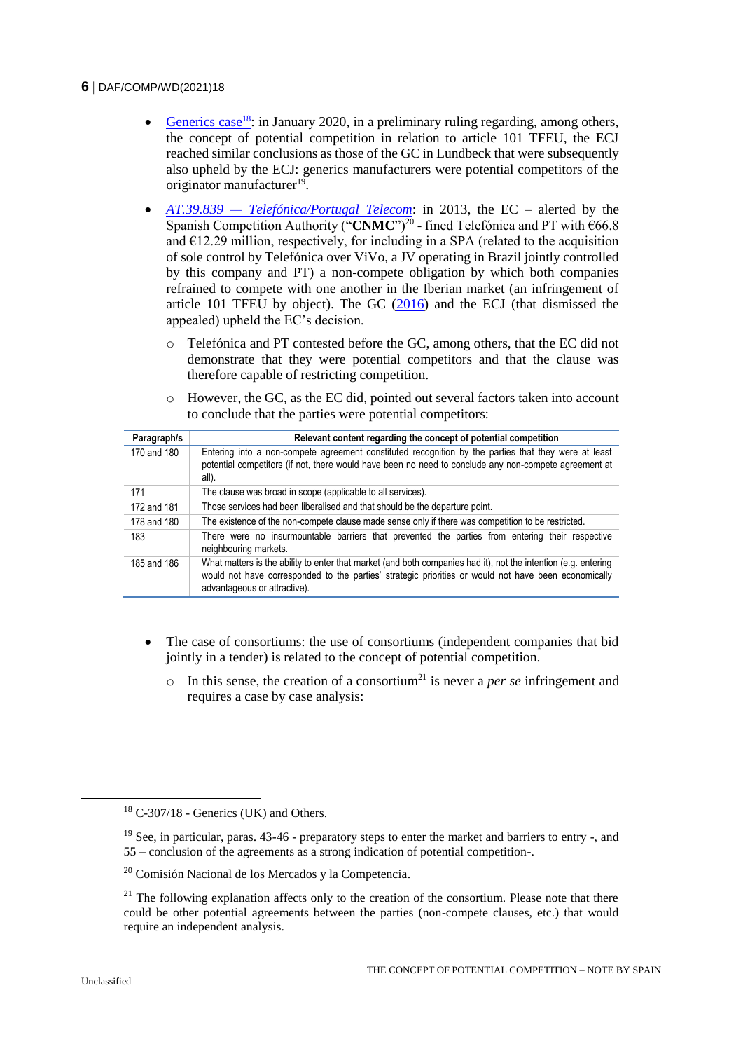- Generics case[18]: in January 2020, in a preliminary ruling regarding, among others, the concept of potential competition in relation to article 101 TFEU, the ECJ reached similar conclusions as those of the GC in Lundbeck that were subsequently also upheld by the ECJ: generics manufacturers were potential competitors of the originator manufacturer[19].

- *AT.39.839 — Telefónica/Portugal Telecom*: in 2013, the EC – alerted by the Spanish Competition Authority ("**CNMC**")[20] - fined Telefónica and PT with €66.8 and €12.29 million, respectively, for including in a SPA (related to the acquisition of sole control by Telefónica over ViVo, a JV operating in Brazil jointly controlled by this company and PT) a non-compete obligation by which both companies refrained to compete with one another in the Iberian market (an infringement of article 101 TFEU by object). The GC (2016) and the ECJ (that dismissed the appealed) upheld the EC's decision.

  - Telefónica and PT contested before the GC, among others, that the EC did not demonstrate that they were potential competitors and that the clause was therefore capable of restricting competition.

  - However, the GC, as the EC did, pointed out several factors taken into account to conclude that the parties were potential competitors:

| Paragraph/s | Relevant content regarding the concept of potential competition |
|---|---|
| 170 and 180 | Entering into a non-compete agreement constituted recognition by the parties that they were at least potential competitors (if not, there would have been no need to conclude any non-compete agreement at all). |
| 171 | The clause was broad in scope (applicable to all services). |
| 172 and 181 | Those services had been liberalised and that should be the departure point. |
| 178 and 180 | The existence of the non-compete clause made sense only if there was competition to be restricted. |
| 183 | There were no insurmountable barriers that prevented the parties from entering their respective neighbouring markets. |
| 185 and 186 | What matters is the ability to enter that market (and both companies had it), not the intention (e.g. entering would not have corresponded to the parties' strategic priorities or would not have been economically advantageous or attractive). |

- The case of consortiums: the use of consortiums (independent companies that bid jointly in a tender) is related to the concept of potential competition.

  - In this sense, the creation of a consortium[21] is never a *per se* infringement and requires a case by case analysis:

---

[18] C-307/18 - Generics (UK) and Others.

[19] See, in particular, paras. 43-46 - preparatory steps to enter the market and barriers to entry -, and 55 – conclusion of the agreements as a strong indication of potential competition-.

[20] Comisión Nacional de los Mercados y la Competencia.

[21] The following explanation affects only to the creation of the consortium. Please note that there could be other potential agreements between the parties (non-compete clauses, etc.) that would require an independent analysis.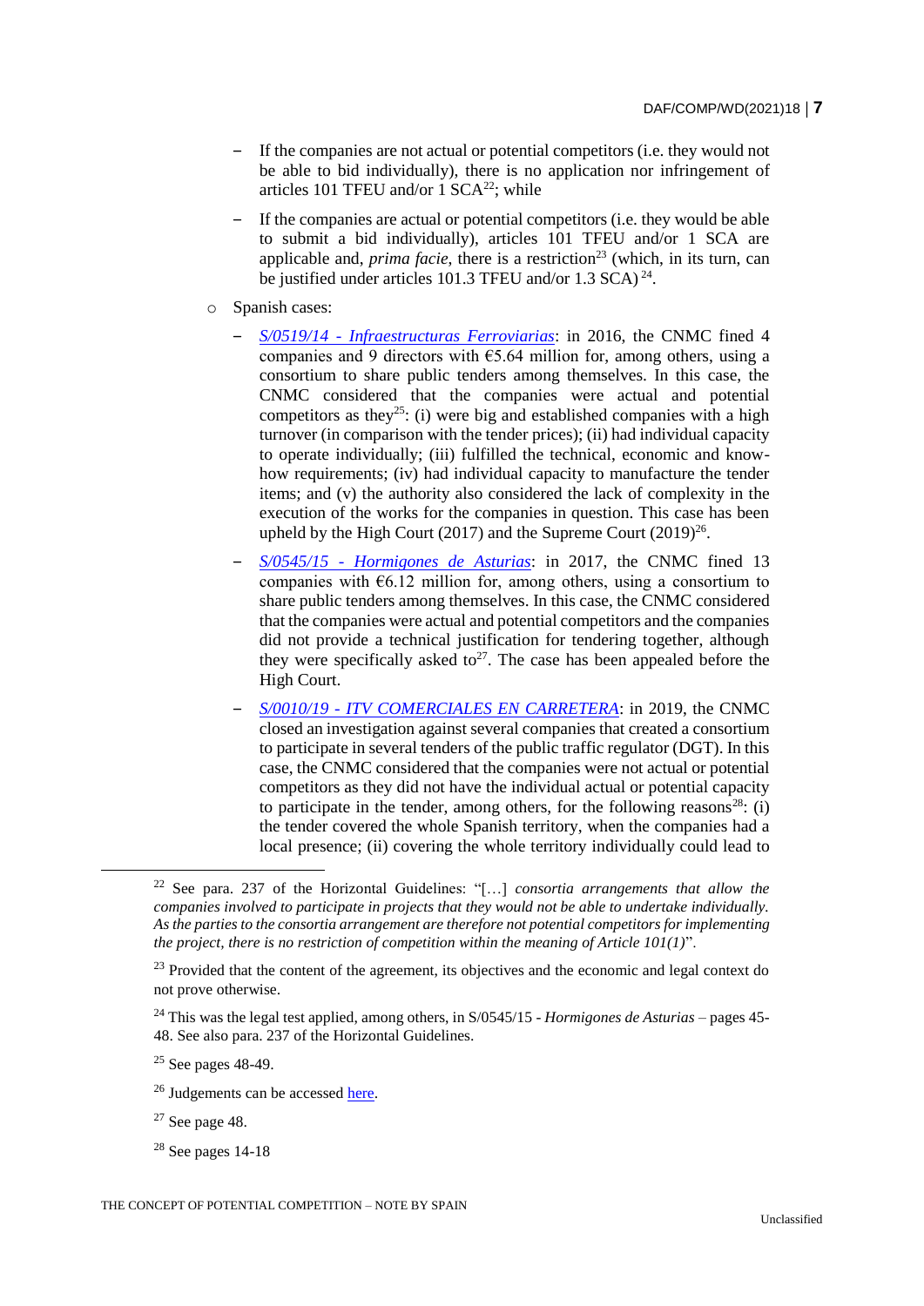- If the companies are not actual or potential competitors (i.e. they would not be able to bid individually), there is no application nor infringement of articles 101 TFEU and/or 1 SCA[22]; while
  - If the companies are actual or potential competitors (i.e. they would be able to submit a bid individually), articles 101 TFEU and/or 1 SCA are applicable and, *prima facie*, there is a restriction[23] (which, in its turn, can be justified under articles 101.3 TFEU and/or 1.3 SCA) [24].

- Spanish cases:
  - *S/0519/14 - Infraestructuras Ferroviarias*: in 2016, the CNMC fined 4 companies and 9 directors with €5.64 million for, among others, using a consortium to share public tenders among themselves. In this case, the CNMC considered that the companies were actual and potential competitors as they[25]: (i) were big and established companies with a high turnover (in comparison with the tender prices); (ii) had individual capacity to operate individually; (iii) fulfilled the technical, economic and know-how requirements; (iv) had individual capacity to manufacture the tender items; and (v) the authority also considered the lack of complexity in the execution of the works for the companies in question. This case has been upheld by the High Court (2017) and the Supreme Court (2019)[26].
  - *S/0545/15 - Hormigones de Asturias*: in 2017, the CNMC fined 13 companies with €6.12 million for, among others, using a consortium to share public tenders among themselves. In this case, the CNMC considered that the companies were actual and potential competitors and the companies did not provide a technical justification for tendering together, although they were specifically asked to[27]. The case has been appealed before the High Court.
  - *S/0010/19 - ITV COMERCIALES EN CARRETERA*: in 2019, the CNMC closed an investigation against several companies that created a consortium to participate in several tenders of the public traffic regulator (DGT). In this case, the CNMC considered that the companies were not actual or potential competitors as they did not have the individual actual or potential capacity to participate in the tender, among others, for the following reasons[28]: (i) the tender covered the whole Spanish territory, when the companies had a local presence; (ii) covering the whole territory individually could lead to

---

[22] See para. 237 of the Horizontal Guidelines: "[…] *consortia arrangements that allow the companies involved to participate in projects that they would not be able to undertake individually. As the parties to the consortia arrangement are therefore not potential competitors for implementing the project, there is no restriction of competition within the meaning of Article 101(1)*".

[23] Provided that the content of the agreement, its objectives and the economic and legal context do not prove otherwise.

[24] This was the legal test applied, among others, in S/0545/15 - *Hormigones de Asturias* – pages 45-48. See also para. 237 of the Horizontal Guidelines.

[25] See pages 48-49.

[26] Judgements can be accessed here.

[27] See page 48.

[28] See pages 14-18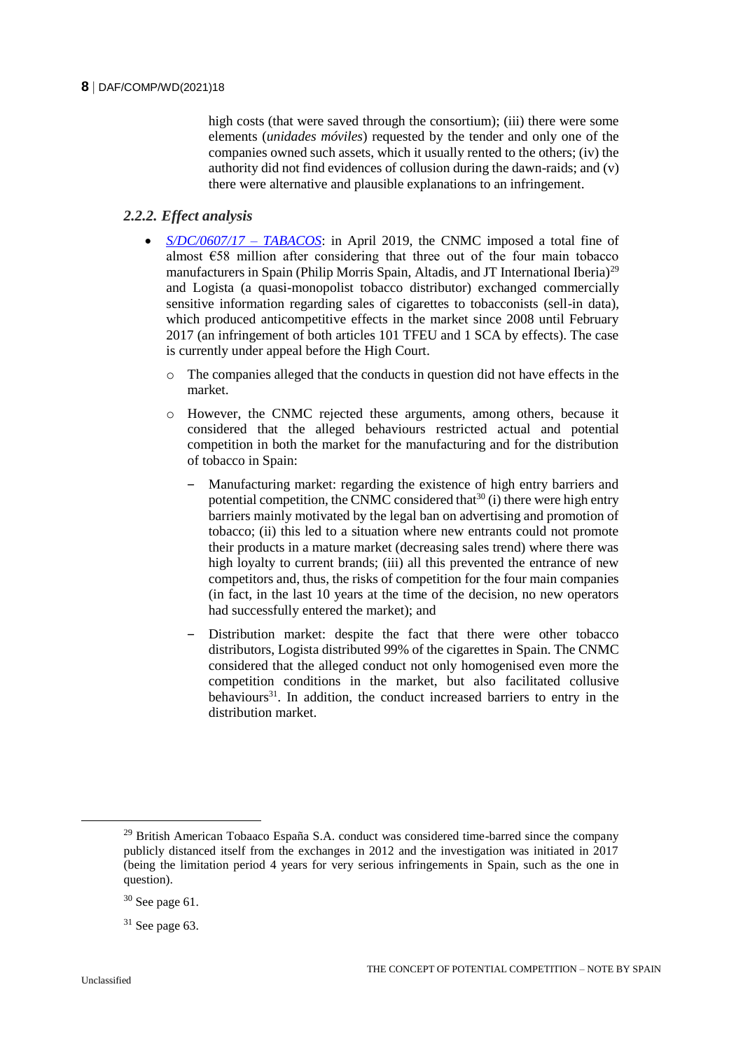high costs (that were saved through the consortium); (iii) there were some elements (*unidades móviles*) requested by the tender and only one of the companies owned such assets, which it usually rented to the others; (iv) the authority did not find evidences of collusion during the dawn-raids; and (v) there were alternative and plausible explanations to an infringement.

### *2.2.2. Effect analysis*

- *S/DC/0607/17 – TABACOS*: in April 2019, the CNMC imposed a total fine of almost €58 million after considering that three out of the four main tobacco manufacturers in Spain (Philip Morris Spain, Altadis, and JT International Iberia)[29] and Logista (a quasi-monopolist tobacco distributor) exchanged commercially sensitive information regarding sales of cigarettes to tobacconists (sell-in data), which produced anticompetitive effects in the market since 2008 until February 2017 (an infringement of both articles 101 TFEU and 1 SCA by effects). The case is currently under appeal before the High Court.
  - The companies alleged that the conducts in question did not have effects in the market.
  - However, the CNMC rejected these arguments, among others, because it considered that the alleged behaviours restricted actual and potential competition in both the market for the manufacturing and for the distribution of tobacco in Spain:
    - Manufacturing market: regarding the existence of high entry barriers and potential competition, the CNMC considered that[30] (i) there were high entry barriers mainly motivated by the legal ban on advertising and promotion of tobacco; (ii) this led to a situation where new entrants could not promote their products in a mature market (decreasing sales trend) where there was high loyalty to current brands; (iii) all this prevented the entrance of new competitors and, thus, the risks of competition for the four main companies (in fact, in the last 10 years at the time of the decision, no new operators had successfully entered the market); and
    - Distribution market: despite the fact that there were other tobacco distributors, Logista distributed 99% of the cigarettes in Spain. The CNMC considered that the alleged conduct not only homogenised even more the competition conditions in the market, but also facilitated collusive behaviours[31]. In addition, the conduct increased barriers to entry in the distribution market.

---

[29] British American Tobaaco España S.A. conduct was considered time-barred since the company publicly distanced itself from the exchanges in 2012 and the investigation was initiated in 2017 (being the limitation period 4 years for very serious infringements in Spain, such as the one in question).

[30] See page 61.

[31] See page 63.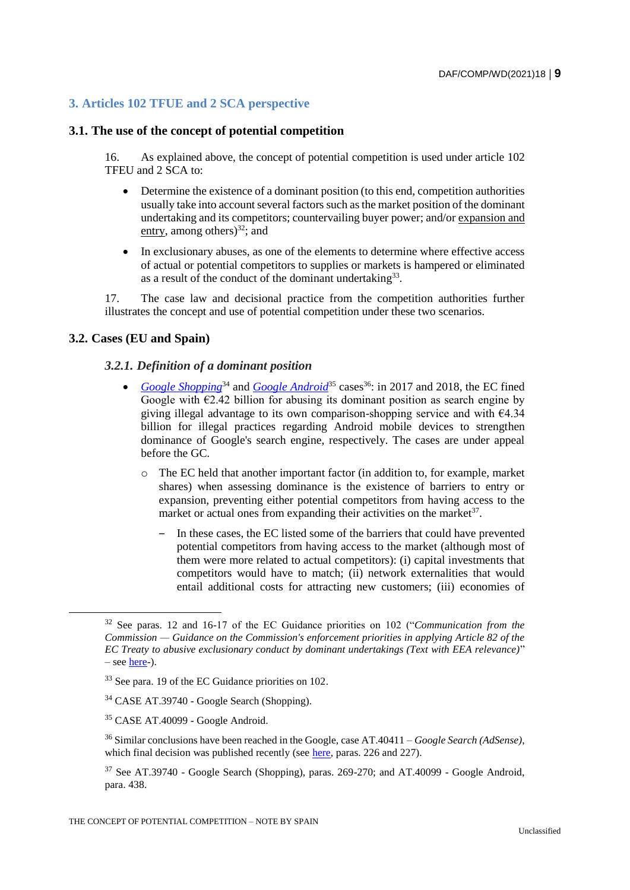## 3. Articles 102 TFUE and 2 SCA perspective

### 3.1. The use of the concept of potential competition

16. As explained above, the concept of potential competition is used under article 102 TFEU and 2 SCA to:

- Determine the existence of a dominant position (to this end, competition authorities usually take into account several factors such as the market position of the dominant undertaking and its competitors; countervailing buyer power; and/or expansion and entry, among others)[32]; and
- In exclusionary abuses, as one of the elements to determine where effective access of actual or potential competitors to supplies or markets is hampered or eliminated as a result of the conduct of the dominant undertaking[33].

17. The case law and decisional practice from the competition authorities further illustrates the concept and use of potential competition under these two scenarios.

### 3.2. Cases (EU and Spain)

#### *3.2.1. Definition of a dominant position*

- *Google Shopping*[34] and *Google Android*[35] cases[36]: in 2017 and 2018, the EC fined Google with €2.42 billion for abusing its dominant position as search engine by giving illegal advantage to its own comparison-shopping service and with €4.34 billion for illegal practices regarding Android mobile devices to strengthen dominance of Google's search engine, respectively. The cases are under appeal before the GC.
  - The EC held that another important factor (in addition to, for example, market shares) when assessing dominance is the existence of barriers to entry or expansion, preventing either potential competitors from having access to the market or actual ones from expanding their activities on the market[37].
    - In these cases, the EC listed some of the barriers that could have prevented potential competitors from having access to the market (although most of them were more related to actual competitors): (i) capital investments that competitors would have to match; (ii) network externalities that would entail additional costs for attracting new customers; (iii) economies of

---

[32] See paras. 12 and 16-17 of the EC Guidance priorities on 102 ("*Communication from the Commission — Guidance on the Commission's enforcement priorities in applying Article 82 of the EC Treaty to abusive exclusionary conduct by dominant undertakings (Text with EEA relevance)*" – see here-).

[33] See para. 19 of the EC Guidance priorities on 102.

[34] CASE AT.39740 - Google Search (Shopping).

[35] CASE AT.40099 - Google Android.

[36] Similar conclusions have been reached in the Google, case AT.40411 – *Google Search (AdSense)*, which final decision was published recently (see here, paras. 226 and 227).

[37] See AT.39740 - Google Search (Shopping), paras. 269-270; and AT.40099 - Google Android, para. 438.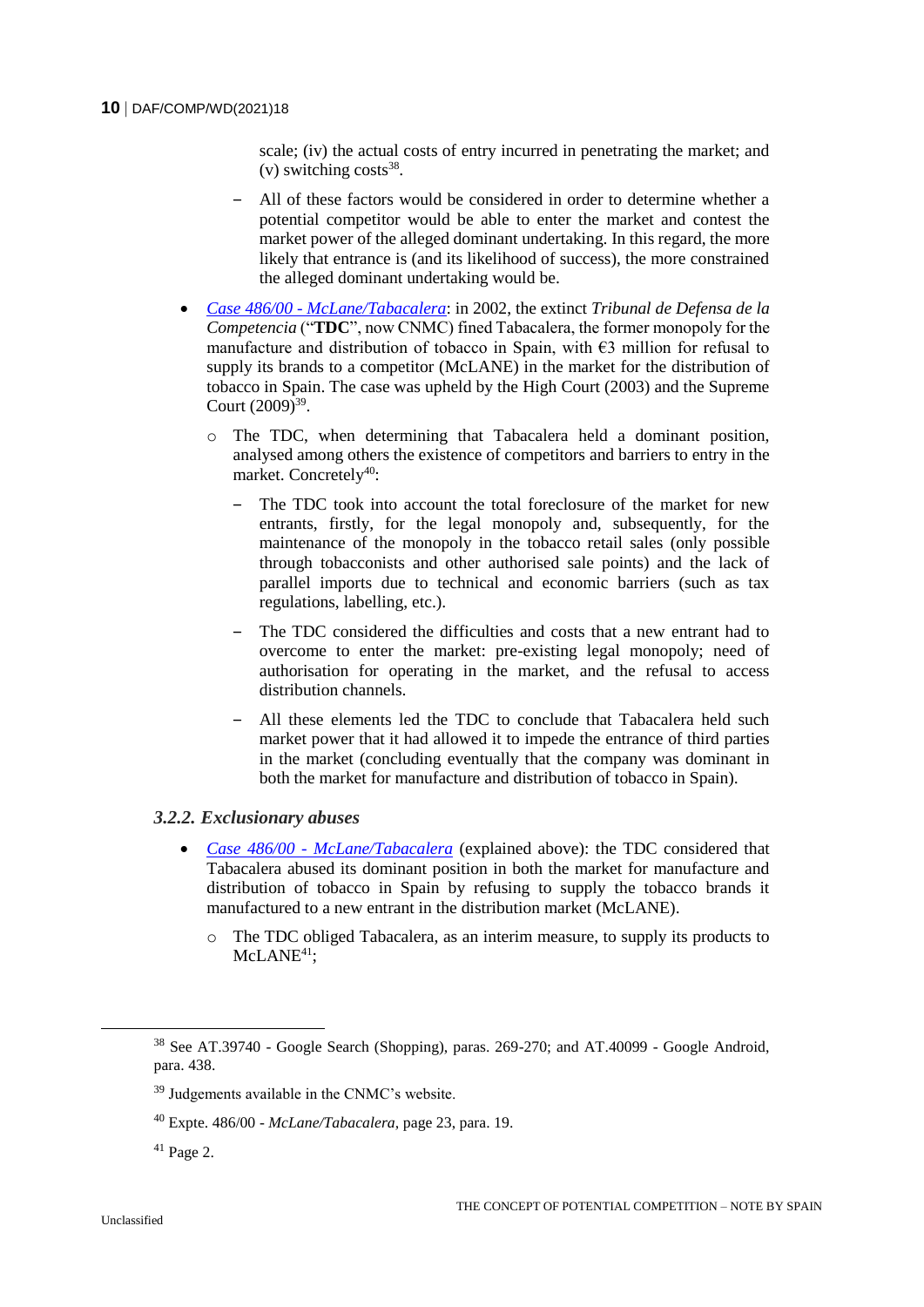scale; (iv) the actual costs of entry incurred in penetrating the market; and (v) switching costs[38].

  - All of these factors would be considered in order to determine whether a potential competitor would be able to enter the market and contest the market power of the alleged dominant undertaking. In this regard, the more likely that entrance is (and its likelihood of success), the more constrained the alleged dominant undertaking would be.

- *Case 486/00 - McLane/Tabacalera*: in 2002, the extinct *Tribunal de Defensa de la Competencia* ("**TDC**", now CNMC) fined Tabacalera, the former monopoly for the manufacture and distribution of tobacco in Spain, with €3 million for refusal to supply its brands to a competitor (McLANE) in the market for the distribution of tobacco in Spain. The case was upheld by the High Court (2003) and the Supreme Court (2009)[39].

  - The TDC, when determining that Tabacalera held a dominant position, analysed among others the existence of competitors and barriers to entry in the market. Concretely[40]:

    - The TDC took into account the total foreclosure of the market for new entrants, firstly, for the legal monopoly and, subsequently, for the maintenance of the monopoly in the tobacco retail sales (only possible through tobacconists and other authorised sale points) and the lack of parallel imports due to technical and economic barriers (such as tax regulations, labelling, etc.).

    - The TDC considered the difficulties and costs that a new entrant had to overcome to enter the market: pre-existing legal monopoly; need of authorisation for operating in the market, and the refusal to access distribution channels.

    - All these elements led the TDC to conclude that Tabacalera held such market power that it had allowed it to impede the entrance of third parties in the market (concluding eventually that the company was dominant in both the market for manufacture and distribution of tobacco in Spain).

### *3.2.2. Exclusionary abuses*

- *Case 486/00 - McLane/Tabacalera* (explained above): the TDC considered that Tabacalera abused its dominant position in both the market for manufacture and distribution of tobacco in Spain by refusing to supply the tobacco brands it manufactured to a new entrant in the distribution market (McLANE).

  - The TDC obliged Tabacalera, as an interim measure, to supply its products to McLANE[41];

---

[38] See AT.39740 - Google Search (Shopping), paras. 269-270; and AT.40099 - Google Android, para. 438.

[39] Judgements available in the CNMC's website.

[40] Expte. 486/00 - *McLane/Tabacalera*, page 23, para. 19.

[41] Page 2.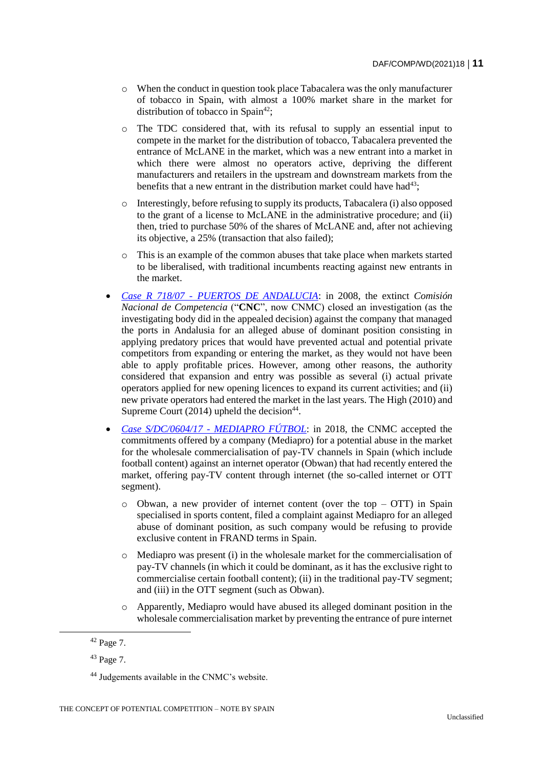- When the conduct in question took place Tabacalera was the only manufacturer of tobacco in Spain, with almost a 100% market share in the market for distribution of tobacco in Spain[42];
  - The TDC considered that, with its refusal to supply an essential input to compete in the market for the distribution of tobacco, Tabacalera prevented the entrance of McLANE in the market, which was a new entrant into a market in which there were almost no operators active, depriving the different manufacturers and retailers in the upstream and downstream markets from the benefits that a new entrant in the distribution market could have had[43];
  - Interestingly, before refusing to supply its products, Tabacalera (i) also opposed to the grant of a license to McLANE in the administrative procedure; and (ii) then, tried to purchase 50% of the shares of McLANE and, after not achieving its objective, a 25% (transaction that also failed);
  - This is an example of the common abuses that take place when markets started to be liberalised, with traditional incumbents reacting against new entrants in the market.

- *Case R 718/07 - PUERTOS DE ANDALUCIA*: in 2008, the extinct *Comisión Nacional de Competencia* ("**CNC**", now CNMC) closed an investigation (as the investigating body did in the appealed decision) against the company that managed the ports in Andalusia for an alleged abuse of dominant position consisting in applying predatory prices that would have prevented actual and potential private competitors from expanding or entering the market, as they would not have been able to apply profitable prices. However, among other reasons, the authority considered that expansion and entry was possible as several (i) actual private operators applied for new opening licences to expand its current activities; and (ii) new private operators had entered the market in the last years. The High (2010) and Supreme Court (2014) upheld the decision[44].

- *Case S/DC/0604/17 - MEDIAPRO FÚTBOL*: in 2018, the CNMC accepted the commitments offered by a company (Mediapro) for a potential abuse in the market for the wholesale commercialisation of pay-TV channels in Spain (which include football content) against an internet operator (Obwan) that had recently entered the market, offering pay-TV content through internet (the so-called internet or OTT segment).
  - Obwan, a new provider of internet content (over the top – OTT) in Spain specialised in sports content, filed a complaint against Mediapro for an alleged abuse of dominant position, as such company would be refusing to provide exclusive content in FRAND terms in Spain.
  - Mediapro was present (i) in the wholesale market for the commercialisation of pay-TV channels (in which it could be dominant, as it has the exclusive right to commercialise certain football content); (ii) in the traditional pay-TV segment; and (iii) in the OTT segment (such as Obwan).
  - Apparently, Mediapro would have abused its alleged dominant position in the wholesale commercialisation market by preventing the entrance of pure internet

[42] Page 7.

[43] Page 7.

[44] Judgements available in the CNMC's website.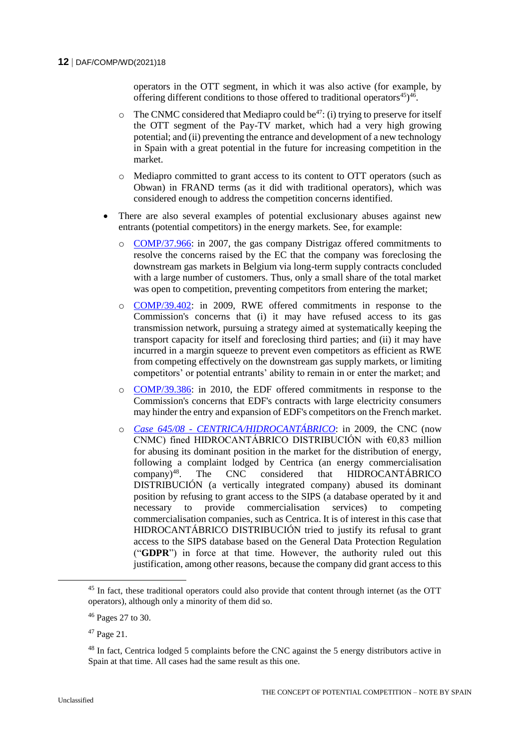operators in the OTT segment, in which it was also active (for example, by offering different conditions to those offered to traditional operators[45])[46].

  - The CNMC considered that Mediapro could be[47]: (i) trying to preserve for itself the OTT segment of the Pay-TV market, which had a very high growing potential; and (ii) preventing the entrance and development of a new technology in Spain with a great potential in the future for increasing competition in the market.
  - Mediapro committed to grant access to its content to OTT operators (such as Obwan) in FRAND terms (as it did with traditional operators), which was considered enough to address the competition concerns identified.

- There are also several examples of potential exclusionary abuses against new entrants (potential competitors) in the energy markets. See, for example:
  - COMP/37.966: in 2007, the gas company Distrigaz offered commitments to resolve the concerns raised by the EC that the company was foreclosing the downstream gas markets in Belgium via long-term supply contracts concluded with a large number of customers. Thus, only a small share of the total market was open to competition, preventing competitors from entering the market;
  - COMP/39.402: in 2009, RWE offered commitments in response to the Commission's concerns that (i) it may have refused access to its gas transmission network, pursuing a strategy aimed at systematically keeping the transport capacity for itself and foreclosing third parties; and (ii) it may have incurred in a margin squeeze to prevent even competitors as efficient as RWE from competing effectively on the downstream gas supply markets, or limiting competitors' or potential entrants' ability to remain in or enter the market; and
  - COMP/39.386: in 2010, the EDF offered commitments in response to the Commission's concerns that EDF's contracts with large electricity consumers may hinder the entry and expansion of EDF's competitors on the French market.
  - *Case 645/08 - CENTRICA/HIDROCANTÁBRICO*: in 2009, the CNC (now CNMC) fined HIDROCANTÁBRICO DISTRIBUCIÓN with €0,83 million for abusing its dominant position in the market for the distribution of energy, following a complaint lodged by Centrica (an energy commercialisation company)[48]. The CNC considered that HIDROCANTÁBRICO DISTRIBUCIÓN (a vertically integrated company) abused its dominant position by refusing to grant access to the SIPS (a database operated by it and necessary to provide commercialisation services) to competing commercialisation companies, such as Centrica. It is of interest in this case that HIDROCANTÁBRICO DISTRIBUCIÓN tried to justify its refusal to grant access to the SIPS database based on the General Data Protection Regulation ("**GDPR**") in force at that time. However, the authority ruled out this justification, among other reasons, because the company did grant access to this

---

[45] In fact, these traditional operators could also provide that content through internet (as the OTT operators), although only a minority of them did so.

[46] Pages 27 to 30.

[47] Page 21.

[48] In fact, Centrica lodged 5 complaints before the CNC against the 5 energy distributors active in Spain at that time. All cases had the same result as this one.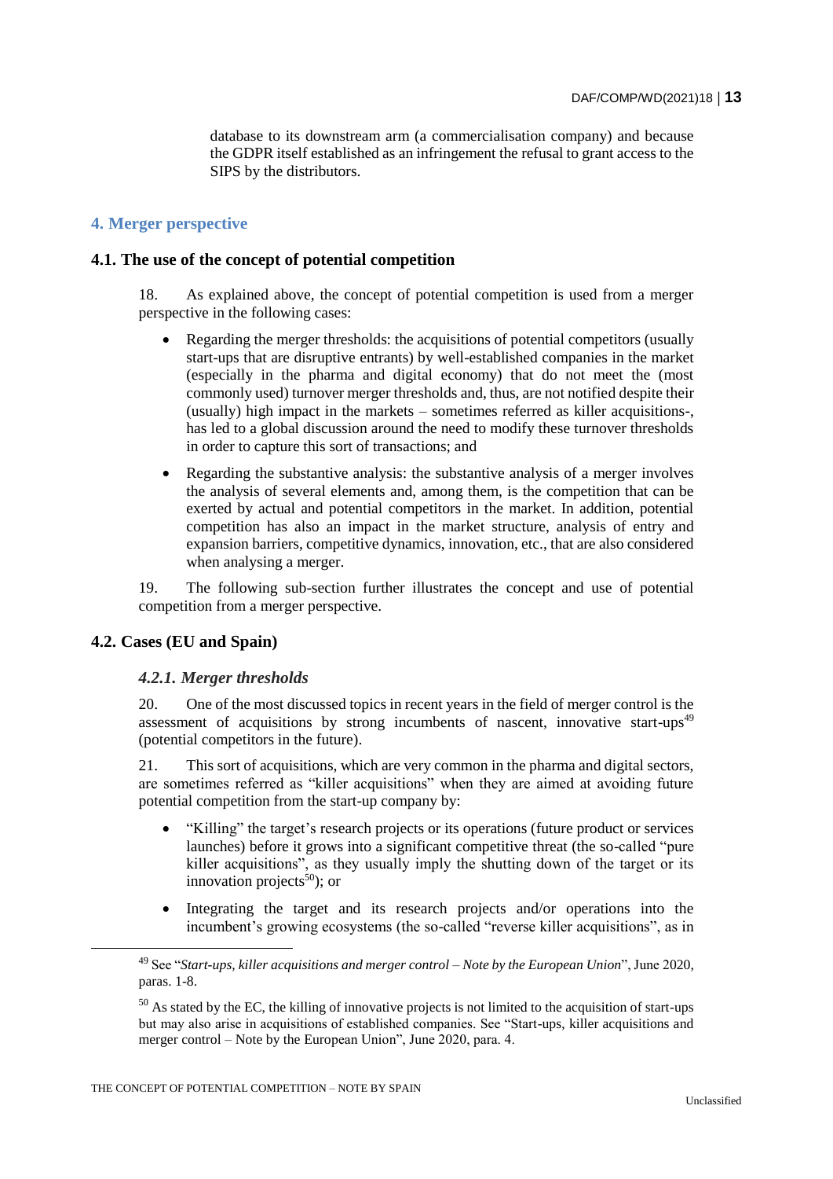database to its downstream arm (a commercialisation company) and because the GDPR itself established as an infringement the refusal to grant access to the SIPS by the distributors.

## 4. Merger perspective

### 4.1. The use of the concept of potential competition

18. As explained above, the concept of potential competition is used from a merger perspective in the following cases:

- Regarding the merger thresholds: the acquisitions of potential competitors (usually start-ups that are disruptive entrants) by well-established companies in the market (especially in the pharma and digital economy) that do not meet the (most commonly used) turnover merger thresholds and, thus, are not notified despite their (usually) high impact in the markets – sometimes referred as killer acquisitions-, has led to a global discussion around the need to modify these turnover thresholds in order to capture this sort of transactions; and
- Regarding the substantive analysis: the substantive analysis of a merger involves the analysis of several elements and, among them, is the competition that can be exerted by actual and potential competitors in the market. In addition, potential competition has also an impact in the market structure, analysis of entry and expansion barriers, competitive dynamics, innovation, etc., that are also considered when analysing a merger.

19. The following sub-section further illustrates the concept and use of potential competition from a merger perspective.

### 4.2. Cases (EU and Spain)

#### *4.2.1. Merger thresholds*

20. One of the most discussed topics in recent years in the field of merger control is the assessment of acquisitions by strong incumbents of nascent, innovative start-ups[49] (potential competitors in the future).

21. This sort of acquisitions, which are very common in the pharma and digital sectors, are sometimes referred as "killer acquisitions" when they are aimed at avoiding future potential competition from the start-up company by:

- "Killing" the target's research projects or its operations (future product or services launches) before it grows into a significant competitive threat (the so-called "pure killer acquisitions", as they usually imply the shutting down of the target or its innovation projects[50]); or
- Integrating the target and its research projects and/or operations into the incumbent's growing ecosystems (the so-called "reverse killer acquisitions", as in

---

[49] See "*Start-ups, killer acquisitions and merger control – Note by the European Union*", June 2020, paras. 1-8.

[50] As stated by the EC, the killing of innovative projects is not limited to the acquisition of start-ups but may also arise in acquisitions of established companies. See "Start-ups, killer acquisitions and merger control – Note by the European Union", June 2020, para. 4.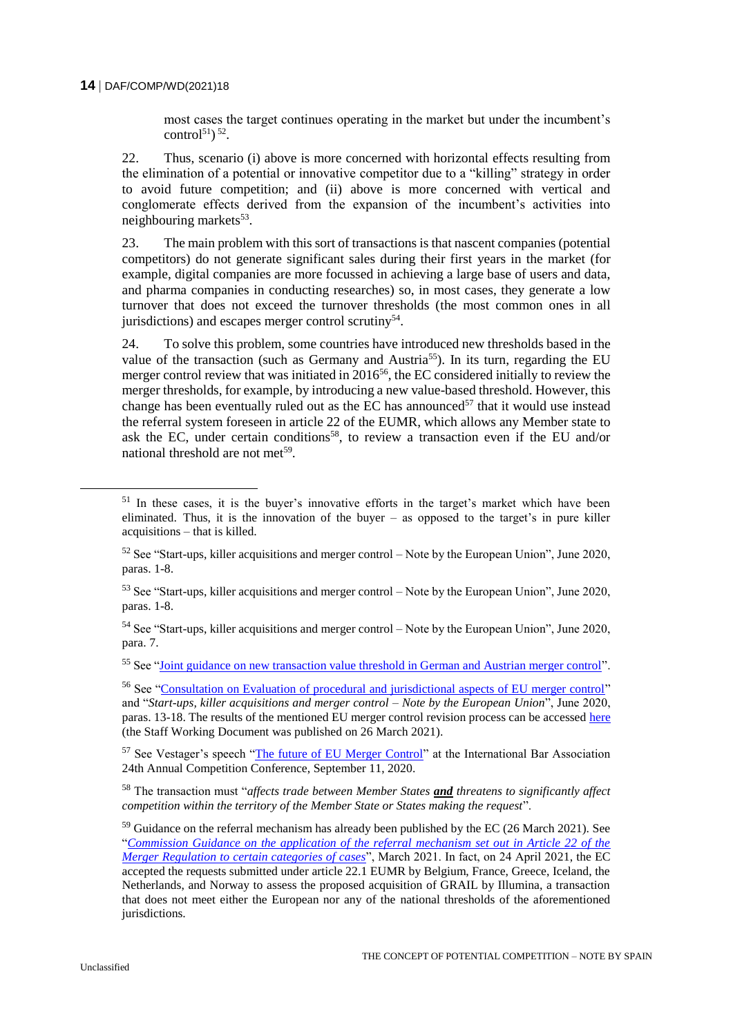most cases the target continues operating in the market but under the incumbent's control[51]) [52].

22. Thus, scenario (i) above is more concerned with horizontal effects resulting from the elimination of a potential or innovative competitor due to a "killing" strategy in order to avoid future competition; and (ii) above is more concerned with vertical and conglomerate effects derived from the expansion of the incumbent's activities into neighbouring markets[53].

23. The main problem with this sort of transactions is that nascent companies (potential competitors) do not generate significant sales during their first years in the market (for example, digital companies are more focussed in achieving a large base of users and data, and pharma companies in conducting researches) so, in most cases, they generate a low turnover that does not exceed the turnover thresholds (the most common ones in all jurisdictions) and escapes merger control scrutiny[54].

24. To solve this problem, some countries have introduced new thresholds based in the value of the transaction (such as Germany and Austria[55]). In its turn, regarding the EU merger control review that was initiated in 2016[56], the EC considered initially to review the merger thresholds, for example, by introducing a new value-based threshold. However, this change has been eventually ruled out as the EC has announced[57] that it would use instead the referral system foreseen in article 22 of the EUMR, which allows any Member state to ask the EC, under certain conditions[58], to review a transaction even if the EU and/or national threshold are not met[59].

---

[51] In these cases, it is the buyer's innovative efforts in the target's market which have been eliminated. Thus, it is the innovation of the buyer – as opposed to the target's in pure killer acquisitions – that is killed.

[52] See "Start-ups, killer acquisitions and merger control – Note by the European Union", June 2020, paras. 1-8.

[53] See "Start-ups, killer acquisitions and merger control – Note by the European Union", June 2020, paras. 1-8.

[54] See "Start-ups, killer acquisitions and merger control – Note by the European Union", June 2020, para. 7.

[55] See "Joint guidance on new transaction value threshold in German and Austrian merger control".

[56] See "Consultation on Evaluation of procedural and jurisdictional aspects of EU merger control" and "*Start-ups, killer acquisitions and merger control – Note by the European Union*", June 2020, paras. 13-18. The results of the mentioned EU merger control revision process can be accessed here (the Staff Working Document was published on 26 March 2021).

[57] See Vestager's speech "The future of EU Merger Control" at the International Bar Association 24th Annual Competition Conference, September 11, 2020.

[58] The transaction must "*affects trade between Member States **and** threatens to significantly affect competition within the territory of the Member State or States making the request*".

[59] Guidance on the referral mechanism has already been published by the EC (26 March 2021). See "*Commission Guidance on the application of the referral mechanism set out in Article 22 of the Merger Regulation to certain categories of cases*", March 2021. In fact, on 24 April 2021, the EC accepted the requests submitted under article 22.1 EUMR by Belgium, France, Greece, Iceland, the Netherlands, and Norway to assess the proposed acquisition of GRAIL by Illumina, a transaction that does not meet either the European nor any of the national thresholds of the aforementioned jurisdictions.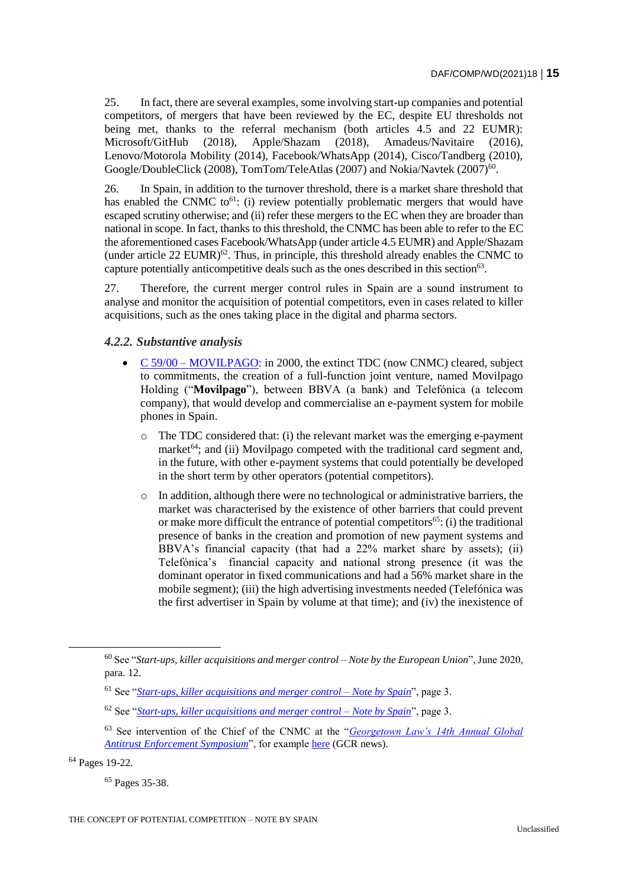25. In fact, there are several examples, some involving start-up companies and potential competitors, of mergers that have been reviewed by the EC, despite EU thresholds not being met, thanks to the referral mechanism (both articles 4.5 and 22 EUMR): Microsoft/GitHub (2018), Apple/Shazam (2018), Amadeus/Navitaire (2016), Lenovo/Motorola Mobility (2014), Facebook/WhatsApp (2014), Cisco/Tandberg (2010), Google/DoubleClick (2008), TomTom/TeleAtlas (2007) and Nokia/Navtek (2007)[60].

26. In Spain, in addition to the turnover threshold, there is a market share threshold that has enabled the CNMC to[61]: (i) review potentially problematic mergers that would have escaped scrutiny otherwise; and (ii) refer these mergers to the EC when they are broader than national in scope. In fact, thanks to this threshold, the CNMC has been able to refer to the EC the aforementioned cases Facebook/WhatsApp (under article 4.5 EUMR) and Apple/Shazam (under article 22 EUMR)[62]. Thus, in principle, this threshold already enables the CNMC to capture potentially anticompetitive deals such as the ones described in this section[63].

27. Therefore, the current merger control rules in Spain are a sound instrument to analyse and monitor the acquisition of potential competitors, even in cases related to killer acquisitions, such as the ones taking place in the digital and pharma sectors.

### *4.2.2. Substantive analysis*

- C 59/00 – MOVILPAGO: in 2000, the extinct TDC (now CNMC) cleared, subject to commitments, the creation of a full-function joint venture, named Movilpago Holding ("**Movilpago**"), between BBVA (a bank) and Telefónica (a telecom company), that would develop and commercialise an e-payment system for mobile phones in Spain.
  - The TDC considered that: (i) the relevant market was the emerging e-payment market[64]; and (ii) Movilpago competed with the traditional card segment and, in the future, with other e-payment systems that could potentially be developed in the short term by other operators (potential competitors).
  - In addition, although there were no technological or administrative barriers, the market was characterised by the existence of other barriers that could prevent or make more difficult the entrance of potential competitors[65]: (i) the traditional presence of banks in the creation and promotion of new payment systems and BBVA's financial capacity (that had a 22% market share by assets); (ii) Telefónica's financial capacity and national strong presence (it was the dominant operator in fixed communications and had a 56% market share in the mobile segment); (iii) the high advertising investments needed (Telefónica was the first advertiser in Spain by volume at that time); and (iv) the inexistence of

---

[60] See "*Start-ups, killer acquisitions and merger control – Note by the European Union*", June 2020, para. 12.

[61] See "*Start-ups, killer acquisitions and merger control – Note by Spain*", page 3.

[62] See "*Start-ups, killer acquisitions and merger control – Note by Spain*", page 3.

[63] See intervention of the Chief of the CNMC at the "*Georgetown Law's 14th Annual Global Antitrust Enforcement Symposium*", for example here (GCR news).

[64] Pages 19-22.

[65] Pages 35-38.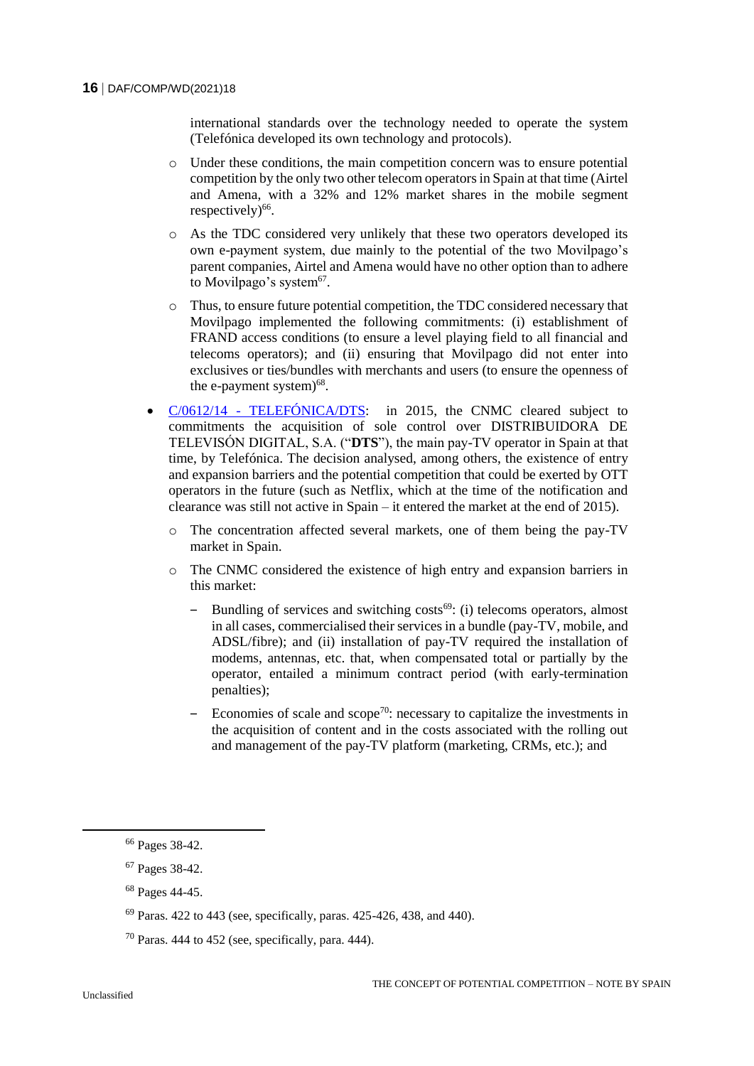international standards over the technology needed to operate the system (Telefónica developed its own technology and protocols).

  - Under these conditions, the main competition concern was to ensure potential competition by the only two other telecom operators in Spain at that time (Airtel and Amena, with a 32% and 12% market shares in the mobile segment respectively)[66].
  - As the TDC considered very unlikely that these two operators developed its own e-payment system, due mainly to the potential of the two Movilpago's parent companies, Airtel and Amena would have no other option than to adhere to Movilpago's system[67].
  - Thus, to ensure future potential competition, the TDC considered necessary that Movilpago implemented the following commitments: (i) establishment of FRAND access conditions (to ensure a level playing field to all financial and telecoms operators); and (ii) ensuring that Movilpago did not enter into exclusives or ties/bundles with merchants and users (to ensure the openness of the e-payment system)[68].

- C/0612/14 - TELEFÓNICA/DTS: in 2015, the CNMC cleared subject to commitments the acquisition of sole control over DISTRIBUIDORA DE TELEVISÓN DIGITAL, S.A. ("**DTS**"), the main pay-TV operator in Spain at that time, by Telefónica. The decision analysed, among others, the existence of entry and expansion barriers and the potential competition that could be exerted by OTT operators in the future (such as Netflix, which at the time of the notification and clearance was still not active in Spain – it entered the market at the end of 2015).
  - The concentration affected several markets, one of them being the pay-TV market in Spain.
  - The CNMC considered the existence of high entry and expansion barriers in this market:
    - Bundling of services and switching costs[69]: (i) telecoms operators, almost in all cases, commercialised their services in a bundle (pay-TV, mobile, and ADSL/fibre); and (ii) installation of pay-TV required the installation of modems, antennas, etc. that, when compensated total or partially by the operator, entailed a minimum contract period (with early-termination penalties);
    - Economies of scale and scope[70]: necessary to capitalize the investments in the acquisition of content and in the costs associated with the rolling out and management of the pay-TV platform (marketing, CRMs, etc.); and

[66] Pages 38-42.

[67] Pages 38-42.

[68] Pages 44-45.

[69] Paras. 422 to 443 (see, specifically, paras. 425-426, 438, and 440).

[70] Paras. 444 to 452 (see, specifically, para. 444).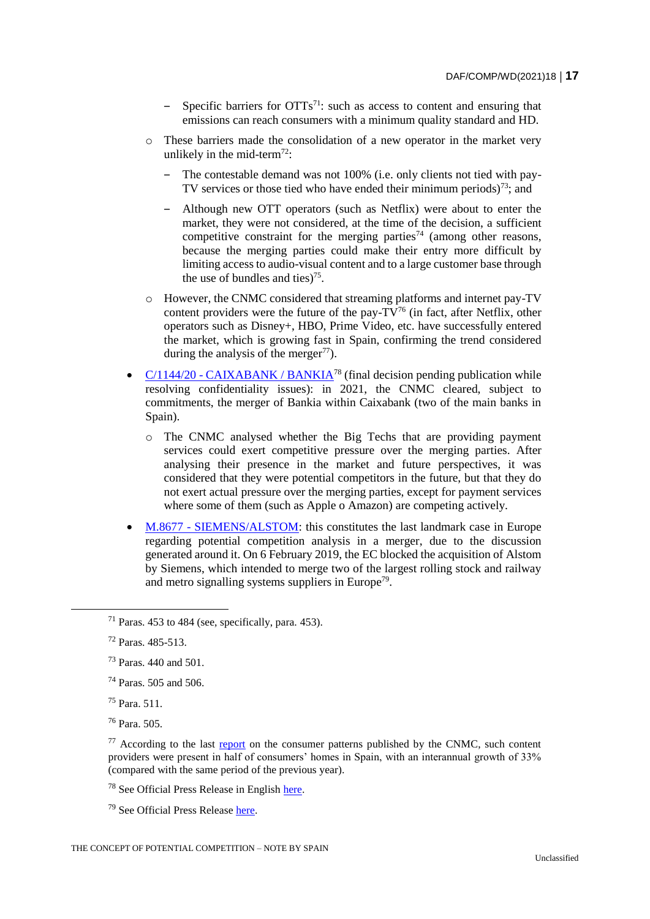- Specific barriers for OTTs[71]: such as access to content and ensuring that emissions can reach consumers with a minimum quality standard and HD.

  - These barriers made the consolidation of a new operator in the market very unlikely in the mid-term[72]:
    - The contestable demand was not 100% (i.e. only clients not tied with pay-TV services or those tied who have ended their minimum periods)[73]; and
    - Although new OTT operators (such as Netflix) were about to enter the market, they were not considered, at the time of the decision, a sufficient competitive constraint for the merging parties[74] (among other reasons, because the merging parties could make their entry more difficult by limiting access to audio-visual content and to a large customer base through the use of bundles and ties)[75].
  - However, the CNMC considered that streaming platforms and internet pay-TV content providers were the future of the pay-TV[76] (in fact, after Netflix, other operators such as Disney+, HBO, Prime Video, etc. have successfully entered the market, which is growing fast in Spain, confirming the trend considered during the analysis of the merger[77]).

- [C/1144/20 - CAIXABANK / BANKIA][78] (final decision pending publication while resolving confidentiality issues): in 2021, the CNMC cleared, subject to commitments, the merger of Bankia within Caixabank (two of the main banks in Spain).
  - The CNMC analysed whether the Big Techs that are providing payment services could exert competitive pressure over the merging parties. After analysing their presence in the market and future perspectives, it was considered that they were potential competitors in the future, but that they do not exert actual pressure over the merging parties, except for payment services where some of them (such as Apple o Amazon) are competing actively.

- [M.8677 - SIEMENS/ALSTOM]: this constitutes the last landmark case in Europe regarding potential competition analysis in a merger, due to the discussion generated around it. On 6 February 2019, the EC blocked the acquisition of Alstom by Siemens, which intended to merge two of the largest rolling stock and railway and metro signalling systems suppliers in Europe[79].

---

[71] Paras. 453 to 484 (see, specifically, para. 453).

[72] Paras. 485-513.

[73] Paras. 440 and 501.

[74] Paras. 505 and 506.

[75] Para. 511.

[76] Para. 505.

[77] According to the last [report] on the consumer patterns published by the CNMC, such content providers were present in half of consumers' homes in Spain, with an interannual growth of 33% (compared with the same period of the previous year).

[78] See Official Press Release in English [here].

[79] See Official Press Release [here].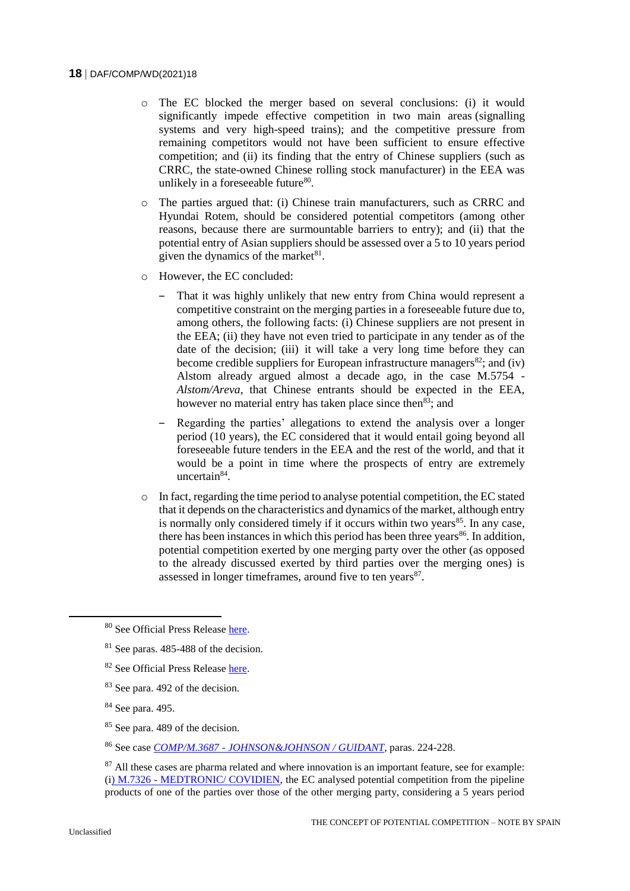- The EC blocked the merger based on several conclusions: (i) it would significantly impede effective competition in two main areas (signalling systems and very high-speed trains); and the competitive pressure from remaining competitors would not have been sufficient to ensure effective competition; and (ii) its finding that the entry of Chinese suppliers (such as CRRC, the state-owned Chinese rolling stock manufacturer) in the EEA was unlikely in a foreseeable future[80].
- The parties argued that: (i) Chinese train manufacturers, such as CRRC and Hyundai Rotem, should be considered potential competitors (among other reasons, because there are surmountable barriers to entry); and (ii) that the potential entry of Asian suppliers should be assessed over a 5 to 10 years period given the dynamics of the market[81].
- However, the EC concluded:
  - That it was highly unlikely that new entry from China would represent a competitive constraint on the merging parties in a foreseeable future due to, among others, the following facts: (i) Chinese suppliers are not present in the EEA; (ii) they have not even tried to participate in any tender as of the date of the decision; (iii) it will take a very long time before they can become credible suppliers for European infrastructure managers[82]; and (iv) Alstom already argued almost a decade ago, in the case M.5754 - *Alstom/Areva*, that Chinese entrants should be expected in the EEA, however no material entry has taken place since then[83]; and
  - Regarding the parties' allegations to extend the analysis over a longer period (10 years), the EC considered that it would entail going beyond all foreseeable future tenders in the EEA and the rest of the world, and that it would be a point in time where the prospects of entry are extremely uncertain[84].
- In fact, regarding the time period to analyse potential competition, the EC stated that it depends on the characteristics and dynamics of the market, although entry is normally only considered timely if it occurs within two years[85]. In any case, there has been instances in which this period has been three years[86]. In addition, potential competition exerted by one merging party over the other (as opposed to the already discussed exerted by third parties over the merging ones) is assessed in longer timeframes, around five to ten years[87].

---

[80] See Official Press Release here.

[81] See paras. 485-488 of the decision.

[82] See Official Press Release here.

[83] See para. 492 of the decision.

[84] See para. 495.

[85] See para. 489 of the decision.

[86] See case *COMP/M.3687 - JOHNSON&JOHNSON / GUIDANT*, paras. 224-228.

[87] All these cases are pharma related and where innovation is an important feature, see for example: (i) M.7326 - MEDTRONIC/ COVIDIEN, the EC analysed potential competition from the pipeline products of one of the parties over those of the other merging party, considering a 5 years period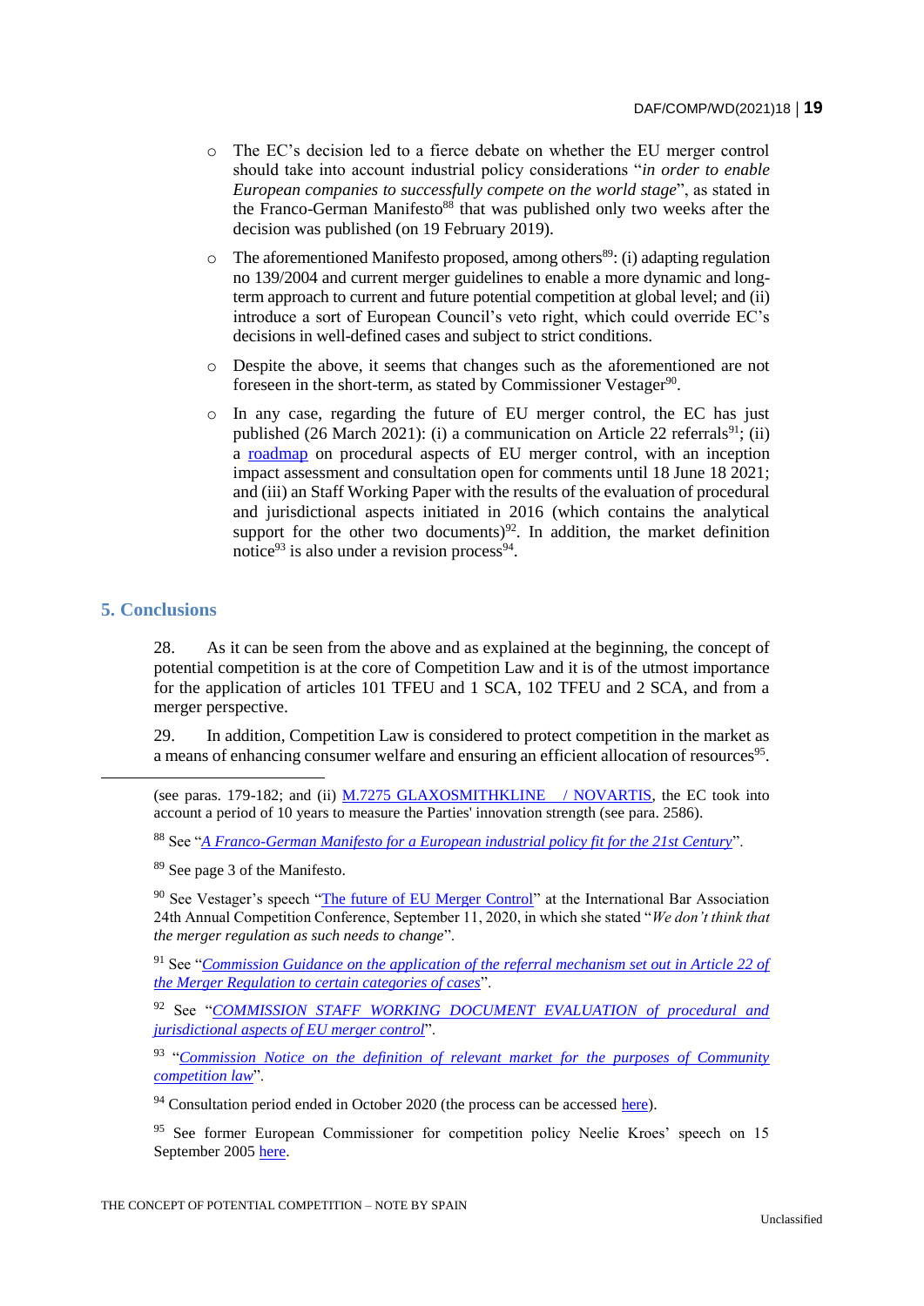- The EC's decision led to a fierce debate on whether the EU merger control should take into account industrial policy considerations "*in order to enable European companies to successfully compete on the world stage*", as stated in the Franco-German Manifesto[88] that was published only two weeks after the decision was published (on 19 February 2019).
- The aforementioned Manifesto proposed, among others[89]: (i) adapting regulation no 139/2004 and current merger guidelines to enable a more dynamic and long-term approach to current and future potential competition at global level; and (ii) introduce a sort of European Council's veto right, which could override EC's decisions in well-defined cases and subject to strict conditions.
- Despite the above, it seems that changes such as the aforementioned are not foreseen in the short-term, as stated by Commissioner Vestager[90].
- In any case, regarding the future of EU merger control, the EC has just published (26 March 2021): (i) a communication on Article 22 referrals[91]; (ii) a roadmap on procedural aspects of EU merger control, with an inception impact assessment and consultation open for comments until 18 June 18 2021; and (iii) an Staff Working Paper with the results of the evaluation of procedural and jurisdictional aspects initiated in 2016 (which contains the analytical support for the other two documents)[92]. In addition, the market definition notice[93] is also under a revision process[94].

## 5. Conclusions

28. As it can be seen from the above and as explained at the beginning, the concept of potential competition is at the core of Competition Law and it is of the utmost importance for the application of articles 101 TFEU and 1 SCA, 102 TFEU and 2 SCA, and from a merger perspective.

29. In addition, Competition Law is considered to protect competition in the market as a means of enhancing consumer welfare and ensuring an efficient allocation of resources[95].

---

(see paras. 179-182; and (ii) M.7275 GLAXOSMITHKLINE / NOVARTIS, the EC took into account a period of 10 years to measure the Parties' innovation strength (see para. 2586).

[88] See "*A Franco-German Manifesto for a European industrial policy fit for the 21st Century*".

[89] See page 3 of the Manifesto.

[90] See Vestager's speech "The future of EU Merger Control" at the International Bar Association 24th Annual Competition Conference, September 11, 2020, in which she stated "*We don't think that the merger regulation as such needs to change*".

[91] See "*Commission Guidance on the application of the referral mechanism set out in Article 22 of the Merger Regulation to certain categories of cases*".

[92] See "*COMMISSION STAFF WORKING DOCUMENT EVALUATION of procedural and jurisdictional aspects of EU merger control*".

[93] "*Commission Notice on the definition of relevant market for the purposes of Community competition law*".

[94] Consultation period ended in October 2020 (the process can be accessed here).

[95] See former European Commissioner for competition policy Neelie Kroes' speech on 15 September 2005 here.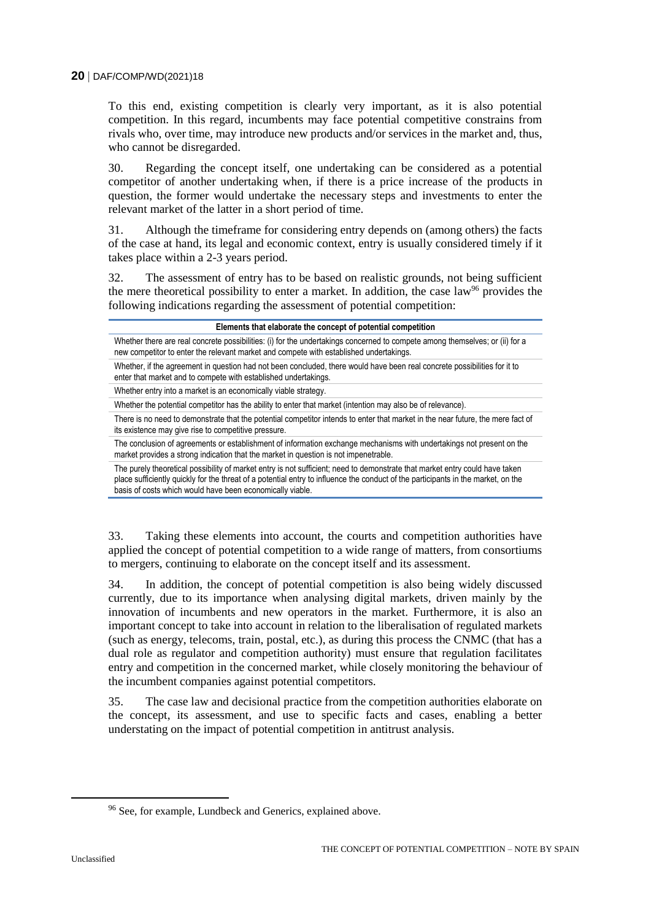To this end, existing competition is clearly very important, as it is also potential competition. In this regard, incumbents may face potential competitive constrains from rivals who, over time, may introduce new products and/or services in the market and, thus, who cannot be disregarded.

30. Regarding the concept itself, one undertaking can be considered as a potential competitor of another undertaking when, if there is a price increase of the products in question, the former would undertake the necessary steps and investments to enter the relevant market of the latter in a short period of time.

31. Although the timeframe for considering entry depends on (among others) the facts of the case at hand, its legal and economic context, entry is usually considered timely if it takes place within a 2-3 years period.

32. The assessment of entry has to be based on realistic grounds, not being sufficient the mere theoretical possibility to enter a market. In addition, the case law[96] provides the following indications regarding the assessment of potential competition:

| Elements that elaborate the concept of potential competition |
|---|
| Whether there are real concrete possibilities: (i) for the undertakings concerned to compete among themselves; or (ii) for a new competitor to enter the relevant market and compete with established undertakings. |
| Whether, if the agreement in question had not been concluded, there would have been real concrete possibilities for it to enter that market and to compete with established undertakings. |
| Whether entry into a market is an economically viable strategy. |
| Whether the potential competitor has the ability to enter that market (intention may also be of relevance). |
| There is no need to demonstrate that the potential competitor intends to enter that market in the near future, the mere fact of its existence may give rise to competitive pressure. |
| The conclusion of agreements or establishment of information exchange mechanisms with undertakings not present on the market provides a strong indication that the market in question is not impenetrable. |
| The purely theoretical possibility of market entry is not sufficient; need to demonstrate that market entry could have taken place sufficiently quickly for the threat of a potential entry to influence the conduct of the participants in the market, on the basis of costs which would have been economically viable. |

33. Taking these elements into account, the courts and competition authorities have applied the concept of potential competition to a wide range of matters, from consortiums to mergers, continuing to elaborate on the concept itself and its assessment.

34. In addition, the concept of potential competition is also being widely discussed currently, due to its importance when analysing digital markets, driven mainly by the innovation of incumbents and new operators in the market. Furthermore, it is also an important concept to take into account in relation to the liberalisation of regulated markets (such as energy, telecoms, train, postal, etc.), as during this process the CNMC (that has a dual role as regulator and competition authority) must ensure that regulation facilitates entry and competition in the concerned market, while closely monitoring the behaviour of the incumbent companies against potential competitors.

35. The case law and decisional practice from the competition authorities elaborate on the concept, its assessment, and use to specific facts and cases, enabling a better understating on the impact of potential competition in antitrust analysis.

[96] See, for example, Lundbeck and Generics, explained above.